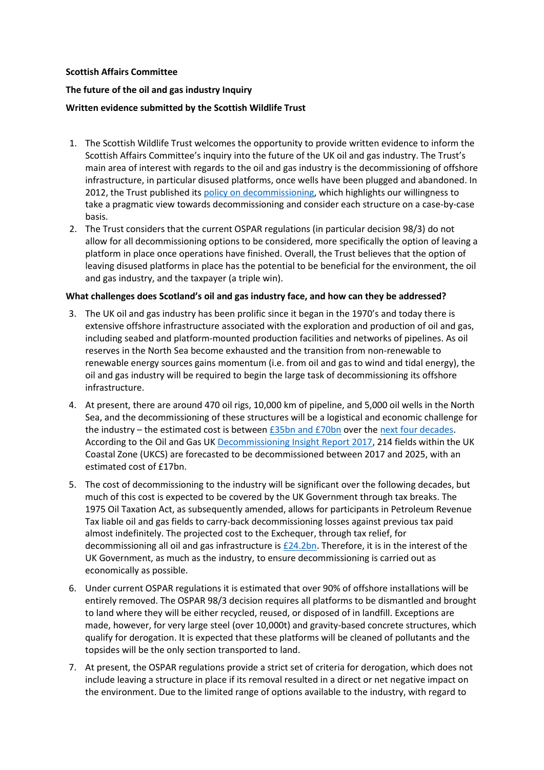**Scottish Affairs Committee**

**The future of the oil and gas industry Inquiry**

**Written evidence submitted by the Scottish Wildlife Trust**

1. The Scottish Wildlife Trust welcomes the opportunity to provide written evidence to inform the Scottish Affairs Committee's inquiry into the future of the UK oil and gas industry. The Trust's main area of interest with regards to the oil and gas industry is the decommissioning of offshore infrastructure, in particular disused platforms, once wells have been plugged and abandoned. In 2012, the Trust published its policy on decommissioning, which highlights our willingness to take a pragmatic view towards decommissioning and consider each structure on a case-by-case basis.
2. The Trust considers that the current OSPAR regulations (in particular decision 98/3) do not allow for all decommissioning options to be considered, more specifically the option of leaving a platform in place once operations have finished. Overall, the Trust believes that the option of leaving disused platforms in place has the potential to be beneficial for the environment, the oil and gas industry, and the taxpayer (a triple win).

**What challenges does Scotland's oil and gas industry face, and how can they be addressed?**

3. The UK oil and gas industry has been prolific since it began in the 1970's and today there is extensive offshore infrastructure associated with the exploration and production of oil and gas, including seabed and platform-mounted production facilities and networks of pipelines. As oil reserves in the North Sea become exhausted and the transition from non-renewable to renewable energy sources gains momentum (i.e. from oil and gas to wind and tidal energy), the oil and gas industry will be required to begin the large task of decommissioning its offshore infrastructure.
4. At present, there are around 470 oil rigs, 10,000 km of pipeline, and 5,000 oil wells in the North Sea, and the decommissioning of these structures will be a logistical and economic challenge for the industry – the estimated cost is between £35bn and £70bn over the next four decades. According to the Oil and Gas UK Decommissioning Insight Report 2017, 214 fields within the UK Coastal Zone (UKCS) are forecasted to be decommissioned between 2017 and 2025, with an estimated cost of £17bn.
5. The cost of decommissioning to the industry will be significant over the following decades, but much of this cost is expected to be covered by the UK Government through tax breaks. The 1975 Oil Taxation Act, as subsequently amended, allows for participants in Petroleum Revenue Tax liable oil and gas fields to carry-back decommissioning losses against previous tax paid almost indefinitely. The projected cost to the Exchequer, through tax relief, for decommissioning all oil and gas infrastructure is £24.2bn. Therefore, it is in the interest of the UK Government, as much as the industry, to ensure decommissioning is carried out as economically as possible.
6. Under current OSPAR regulations it is estimated that over 90% of offshore installations will be entirely removed. The OSPAR 98/3 decision requires all platforms to be dismantled and brought to land where they will be either recycled, reused, or disposed of in landfill. Exceptions are made, however, for very large steel (over 10,000t) and gravity-based concrete structures, which qualify for derogation. It is expected that these platforms will be cleaned of pollutants and the topsides will be the only section transported to land.
7. At present, the OSPAR regulations provide a strict set of criteria for derogation, which does not include leaving a structure in place if its removal resulted in a direct or net negative impact on the environment. Due to the limited range of options available to the industry, with regard to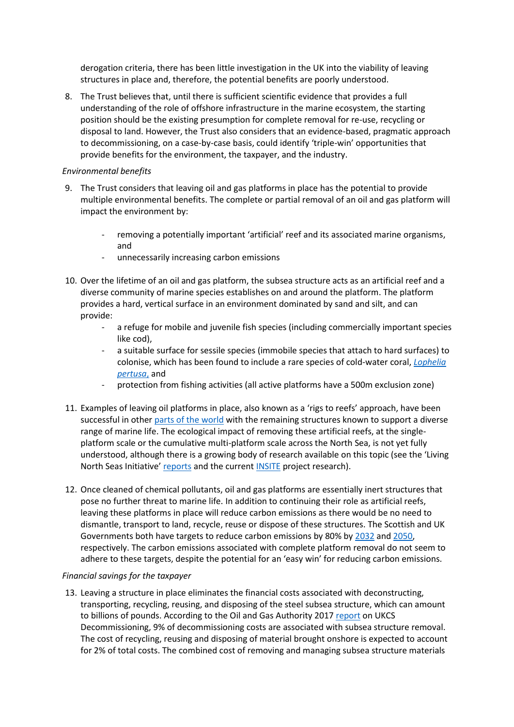derogation criteria, there has been little investigation in the UK into the viability of leaving structures in place and, therefore, the potential benefits are poorly understood.

8. The Trust believes that, until there is sufficient scientific evidence that provides a full understanding of the role of offshore infrastructure in the marine ecosystem, the starting position should be the existing presumption for complete removal for re-use, recycling or disposal to land. However, the Trust also considers that an evidence-based, pragmatic approach to decommissioning, on a case-by-case basis, could identify 'triple-win' opportunities that provide benefits for the environment, the taxpayer, and the industry.

*Environmental benefits*

9. The Trust considers that leaving oil and gas platforms in place has the potential to provide multiple environmental benefits. The complete or partial removal of an oil and gas platform will impact the environment by:

   - removing a potentially important 'artificial' reef and its associated marine organisms, and
   - unnecessarily increasing carbon emissions

10. Over the lifetime of an oil and gas platform, the subsea structure acts as an artificial reef and a diverse community of marine species establishes on and around the platform. The platform provides a hard, vertical surface in an environment dominated by sand and silt, and can provide:
    - a refuge for mobile and juvenile fish species (including commercially important species like cod),
    - a suitable surface for sessile species (immobile species that attach to hard surfaces) to colonise, which has been found to include a rare species of cold-water coral, *Lophelia pertusa*, and
    - protection from fishing activities (all active platforms have a 500m exclusion zone)

11. Examples of leaving oil platforms in place, also known as a 'rigs to reefs' approach, have been successful in other parts of the world with the remaining structures known to support a diverse range of marine life. The ecological impact of removing these artificial reefs, at the single-platform scale or the cumulative multi-platform scale across the North Sea, is not yet fully understood, although there is a growing body of research available on this topic (see the 'Living North Seas Initiative' reports and the current INSITE project research).

12. Once cleaned of chemical pollutants, oil and gas platforms are essentially inert structures that pose no further threat to marine life. In addition to continuing their role as artificial reefs, leaving these platforms in place will reduce carbon emissions as there would be no need to dismantle, transport to land, recycle, reuse or dispose of these structures. The Scottish and UK Governments both have targets to reduce carbon emissions by 80% by 2032 and 2050, respectively. The carbon emissions associated with complete platform removal do not seem to adhere to these targets, despite the potential for an 'easy win' for reducing carbon emissions.

*Financial savings for the taxpayer*

13. Leaving a structure in place eliminates the financial costs associated with deconstructing, transporting, recycling, reusing, and disposing of the steel subsea structure, which can amount to billions of pounds. According to the Oil and Gas Authority 2017 report on UKCS Decommissioning, 9% of decommissioning costs are associated with subsea structure removal. The cost of recycling, reusing and disposing of material brought onshore is expected to account for 2% of total costs. The combined cost of removing and managing subsea structure materials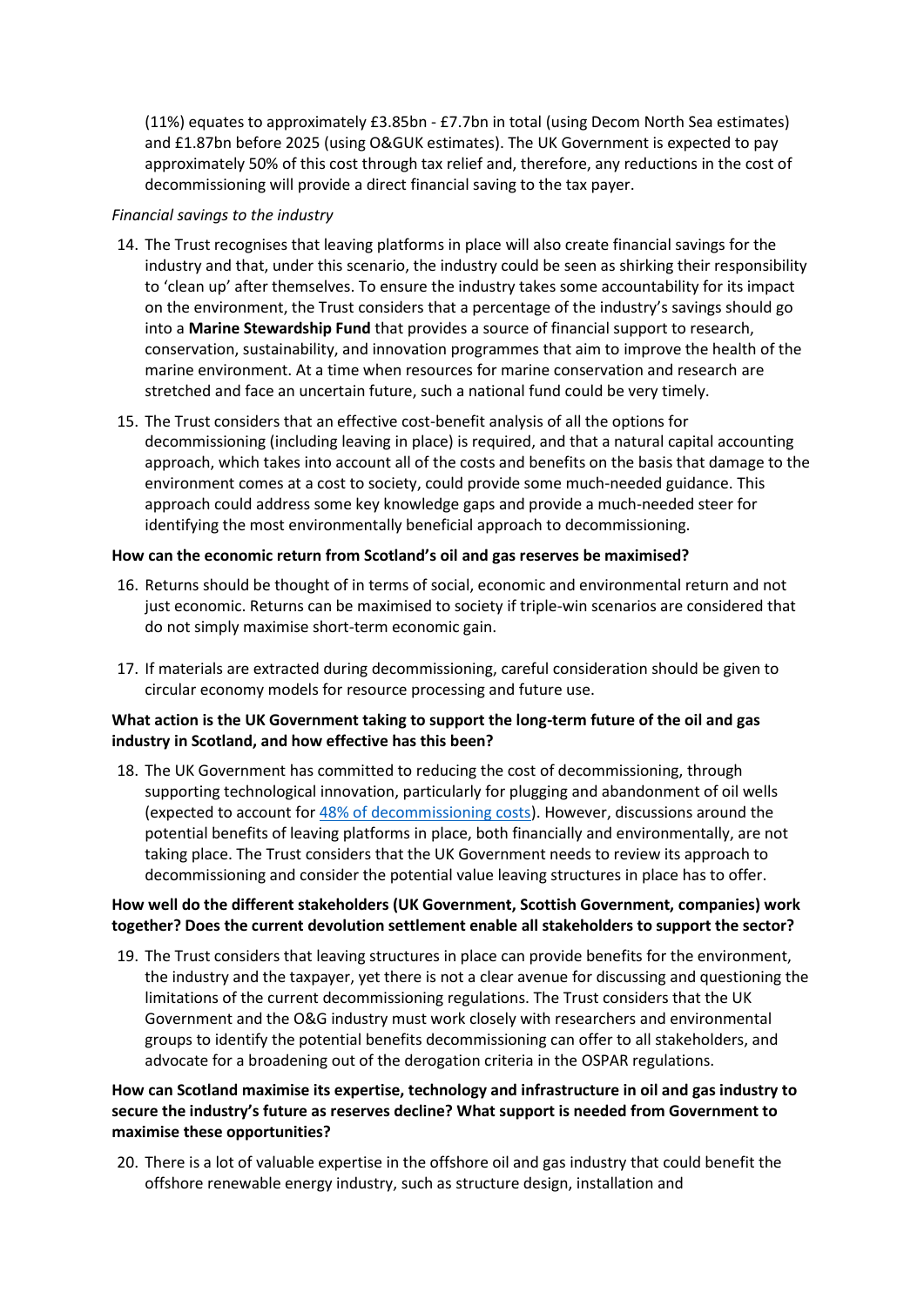(11%) equates to approximately £3.85bn - £7.7bn in total (using Decom North Sea estimates) and £1.87bn before 2025 (using O&GUK estimates). The UK Government is expected to pay approximately 50% of this cost through tax relief and, therefore, any reductions in the cost of decommissioning will provide a direct financial saving to the tax payer.

*Financial savings to the industry*

14. The Trust recognises that leaving platforms in place will also create financial savings for the industry and that, under this scenario, the industry could be seen as shirking their responsibility to 'clean up' after themselves. To ensure the industry takes some accountability for its impact on the environment, the Trust considers that a percentage of the industry's savings should go into a **Marine Stewardship Fund** that provides a source of financial support to research, conservation, sustainability, and innovation programmes that aim to improve the health of the marine environment. At a time when resources for marine conservation and research are stretched and face an uncertain future, such a national fund could be very timely.
15. The Trust considers that an effective cost-benefit analysis of all the options for decommissioning (including leaving in place) is required, and that a natural capital accounting approach, which takes into account all of the costs and benefits on the basis that damage to the environment comes at a cost to society, could provide some much-needed guidance. This approach could address some key knowledge gaps and provide a much-needed steer for identifying the most environmentally beneficial approach to decommissioning.

**How can the economic return from Scotland's oil and gas reserves be maximised?**

16. Returns should be thought of in terms of social, economic and environmental return and not just economic. Returns can be maximised to society if triple-win scenarios are considered that do not simply maximise short-term economic gain.
17. If materials are extracted during decommissioning, careful consideration should be given to circular economy models for resource processing and future use.

**What action is the UK Government taking to support the long-term future of the oil and gas industry in Scotland, and how effective has this been?**

18. The UK Government has committed to reducing the cost of decommissioning, through supporting technological innovation, particularly for plugging and abandonment of oil wells (expected to account for [48% of decommissioning costs]). However, discussions around the potential benefits of leaving platforms in place, both financially and environmentally, are not taking place. The Trust considers that the UK Government needs to review its approach to decommissioning and consider the potential value leaving structures in place has to offer.

**How well do the different stakeholders (UK Government, Scottish Government, companies) work together? Does the current devolution settlement enable all stakeholders to support the sector?**

19. The Trust considers that leaving structures in place can provide benefits for the environment, the industry and the taxpayer, yet there is not a clear avenue for discussing and questioning the limitations of the current decommissioning regulations. The Trust considers that the UK Government and the O&G industry must work closely with researchers and environmental groups to identify the potential benefits decommissioning can offer to all stakeholders, and advocate for a broadening out of the derogation criteria in the OSPAR regulations.

**How can Scotland maximise its expertise, technology and infrastructure in oil and gas industry to secure the industry's future as reserves decline? What support is needed from Government to maximise these opportunities?**

20. There is a lot of valuable expertise in the offshore oil and gas industry that could benefit the offshore renewable energy industry, such as structure design, installation and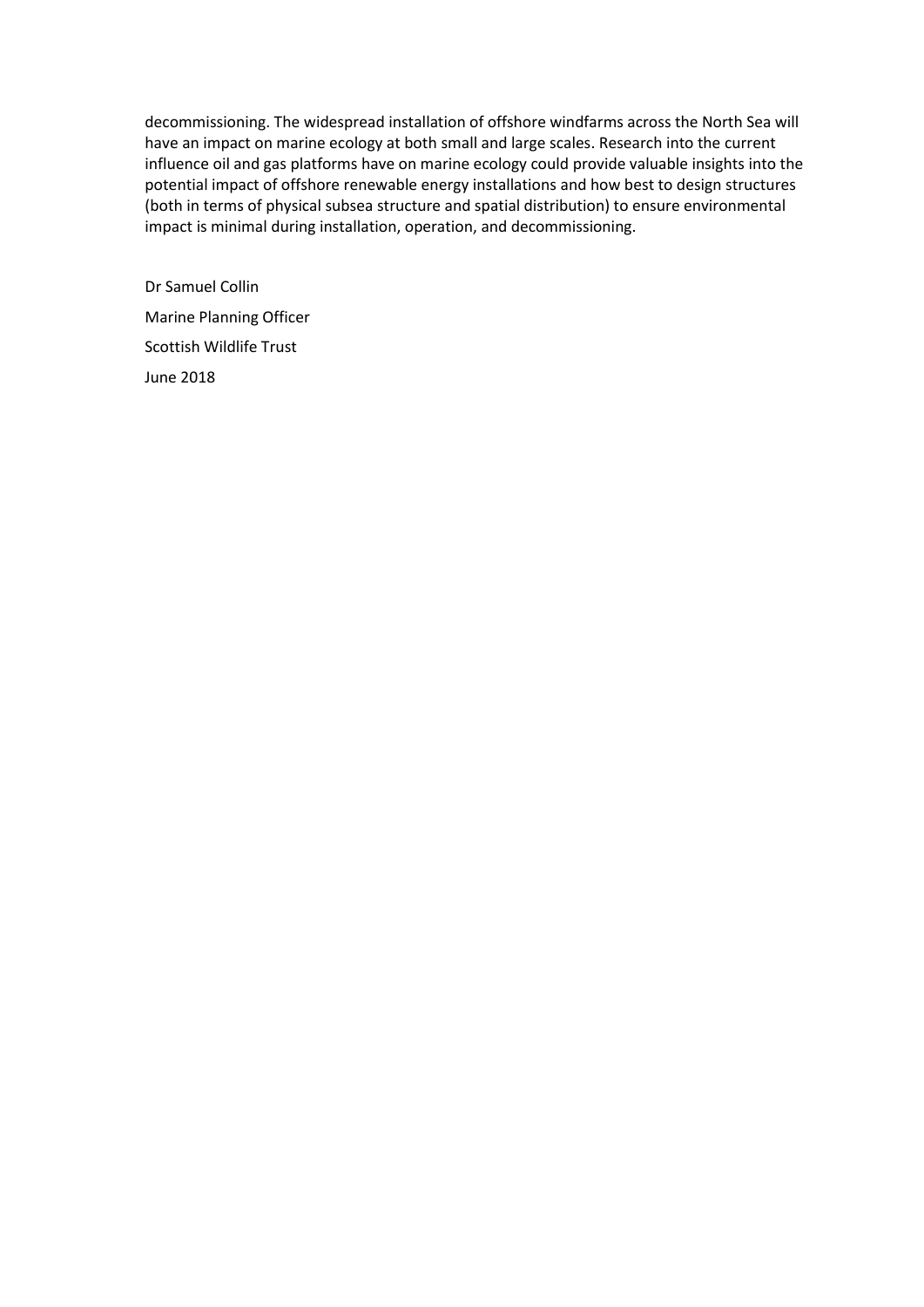decommissioning. The widespread installation of offshore windfarms across the North Sea will have an impact on marine ecology at both small and large scales. Research into the current influence oil and gas platforms have on marine ecology could provide valuable insights into the potential impact of offshore renewable energy installations and how best to design structures (both in terms of physical subsea structure and spatial distribution) to ensure environmental impact is minimal during installation, operation, and decommissioning.

Dr Samuel Collin

Marine Planning Officer

Scottish Wildlife Trust

June 2018